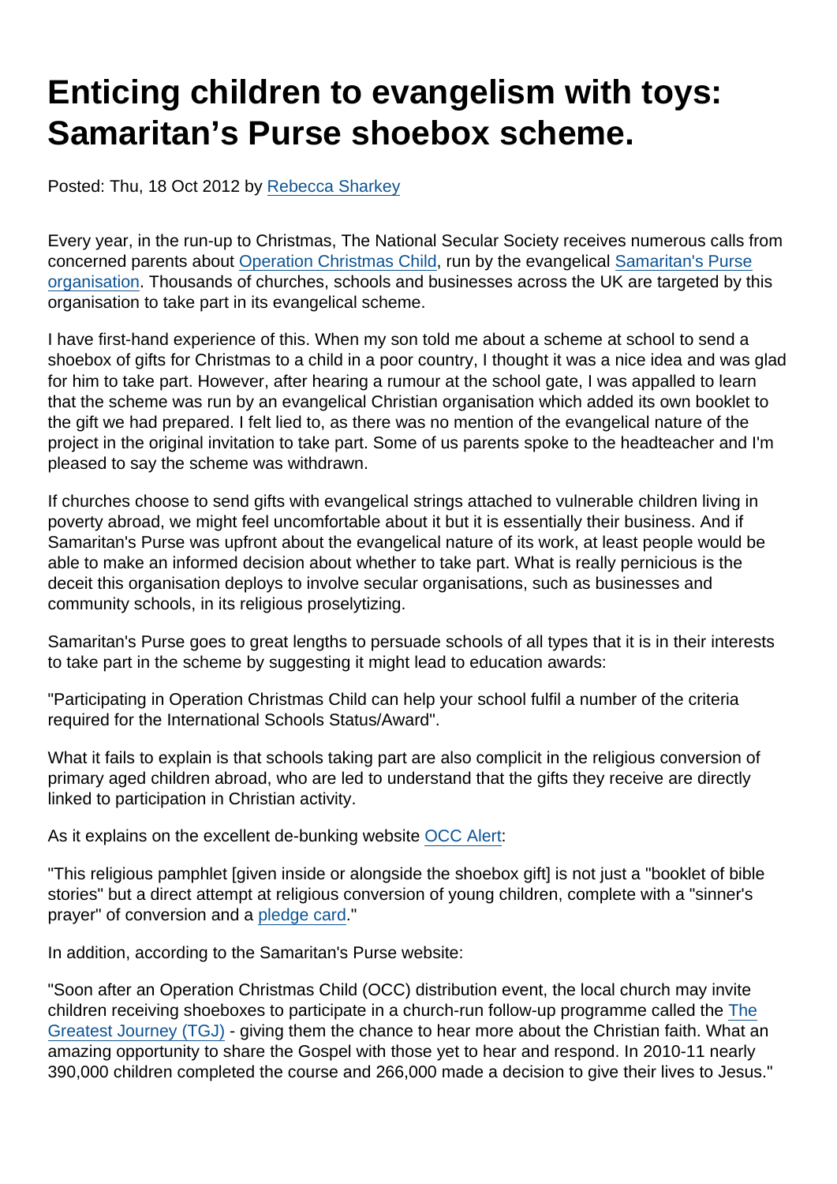# Enticing children to evangelism with toys: Samaritan's Purse shoebox scheme.

Posted: Thu, 18 Oct 2012 by Rebecca Sharkey

Every year, in the run-up to Christmas, The National Secular Society receives numerous calls from concerned parents about Operation Christmas Child, run by the evangelical Samaritan's Purse organisation. Thousands of churches, schools and businesses across the UK are targeted by this organisation to take part in its evangelical scheme.

I have first-hand experience of this. When my son told me about a scheme at school to send a shoebox of gifts for Christmas to a child in a poor country, I thought it was a nice idea and was glad for him to take part. However, after hearing a rumour at the school gate, I was appalled to learn that the scheme was run by an evangelical Christian organisation which added its own booklet to the gift we had prepared. I felt lied to, as there was no mention of the evangelical nature of the project in the original invitation to take part. Some of us parents spoke to the headteacher and I'm pleased to say the scheme was withdrawn.

If churches choose to send gifts with evangelical strings attached to vulnerable children living in poverty abroad, we might feel uncomfortable about it but it is essentially their business. And if Samaritan's Purse was upfront about the evangelical nature of its work, at least people would be able to make an informed decision about whether to take part. What is really pernicious is the deceit this organisation deploys to involve secular organisations, such as businesses and community schools, in its religious proselytizing.

Samaritan's Purse goes to great lengths to persuade schools of all types that it is in their interests to take part in the scheme by suggesting it might lead to education awards:

"Participating in Operation Christmas Child can help your school fulfil a number of the criteria required for the International Schools Status/Award".

What it fails to explain is that schools taking part are also complicit in the religious conversion of primary aged children abroad, who are led to understand that the gifts they receive are directly linked to participation in Christian activity.

As it explains on the excellent de-bunking website OCC Alert:

"This religious pamphlet [given inside or alongside the shoebox gift] is not just a "booklet of bible stories" but a direct attempt at religious conversion of young children, complete with a "sinner's prayer" of conversion and a pledge card."

In addition, according to the Samaritan's Purse website:

"Soon after an Operation Christmas Child (OCC) distribution event, the local church may invite children receiving shoeboxes to participate in a church-run follow-up programme called the The Greatest Journey (TGJ) - giving them the chance to hear more about the Christian faith. What an amazing opportunity to share the Gospel with those yet to hear and respond. In 2010-11 nearly 390,000 children completed the course and 266,000 made a decision to give their lives to Jesus."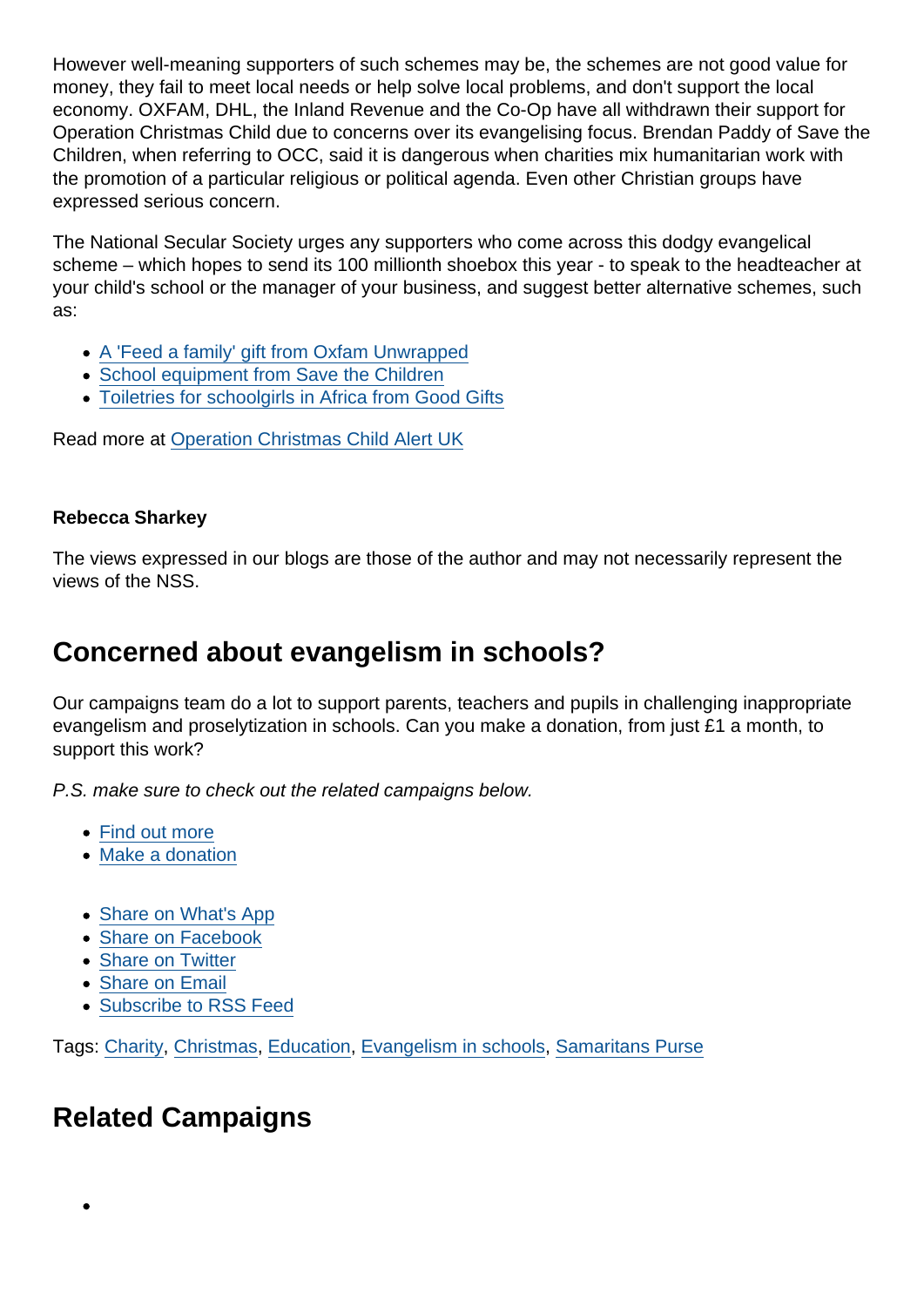However well-meaning supporters of such schemes may be, the schemes are not good value for money, they fail to meet local needs or help solve local problems, and don't support the local economy. OXFAM, DHL, the Inland Revenue and the Co-Op have all withdrawn their support for Operation Christmas Child due to concerns over its evangelising focus. Brendan Paddy of Save the Children, when referring to OCC, said it is dangerous when charities mix humanitarian work with the promotion of a particular religious or political agenda. Even other Christian groups have expressed serious concern.

The National Secular Society urges any supporters who come across this dodgy evangelical scheme – which hopes to send its 100 millionth shoebox this year - to speak to the headteacher at your child's school or the manager of your business, and suggest better alternative schemes, such as:

- A 'Feed a family' gift from Oxfam Unwrapped
- School equipment from Save the Children
- Toiletries for schoolgirls in Africa from Good Gifts

Read more at Operation Christmas Child Alert UK

**Rebecca Sharkey**

The views expressed in our blogs are those of the author and may not necessarily represent the views of the NSS.

## Concerned about evangelism in schools?

Our campaigns team do a lot to support parents, teachers and pupils in challenging inappropriate evangelism and proselytization in schools. Can you make a donation, from just £1 a month, to support this work?

*P.S. make sure to check out the related campaigns below.*

- Find out more
- Make a donation

- Share on What's App
- Share on Facebook
- Share on Twitter
- Share on Email
- Subscribe to RSS Feed

Tags: Charity, Christmas, Education, Evangelism in schools, Samaritans Purse

## Related Campaigns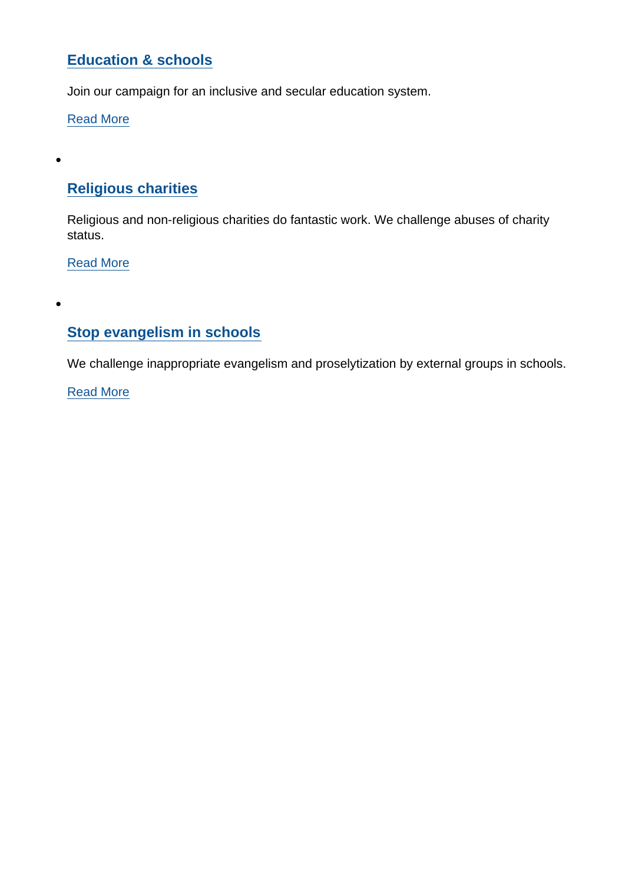### Education & schools

Join our campaign for an inclusive and secular education system.

Read More

- ### Religious charities

  Religious and non-religious charities do fantastic work. We challenge abuses of charity status.

  Read More

- ### Stop evangelism in schools

  We challenge inappropriate evangelism and proselytization by external groups in schools.

  Read More